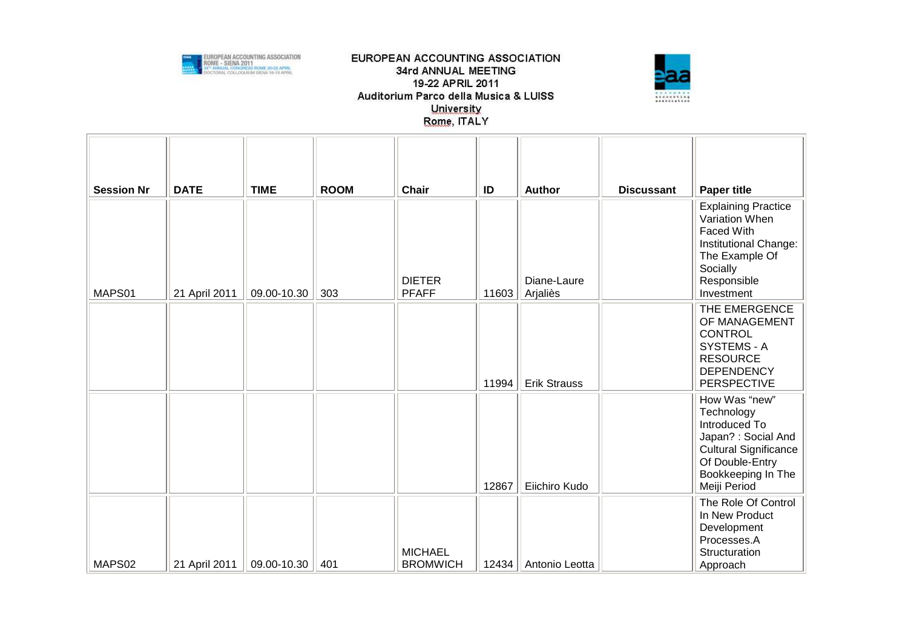EUROPEAN ACCOUNTING ASSOCIATION
34rd ANNUAL MEETING
19-22 APRIL 2011
Auditorium Parco della Musica & LUISS University
Rome, ITALY

| Session Nr | DATE | TIME | ROOM | Chair | ID | Author | Discussant | Paper title |
|---|---|---|---|---|---|---|---|---|
| MAPS01 | 21 April 2011 | 09.00-10.30 | 303 | DIETER PFAFF | 11603 | Diane-Laure Arjaliès | | Explaining Practice Variation When Faced With Institutional Change: The Example Of Socially Responsible Investment |
| | | | | | 11994 | Erik Strauss | | THE EMERGENCE OF MANAGEMENT CONTROL SYSTEMS - A RESOURCE DEPENDENCY PERSPECTIVE |
| | | | | | 12867 | Eiichiro Kudo | | How Was “new” Technology Introduced To Japan? : Social And Cultural Significance Of Double-Entry Bookkeeping In The Meiji Period |
| MAPS02 | 21 April 2011 | 09.00-10.30 | 401 | MICHAEL BROMWICH | 12434 | Antonio Leotta | | The Role Of Control In New Product Development Processes.A Structuration Approach |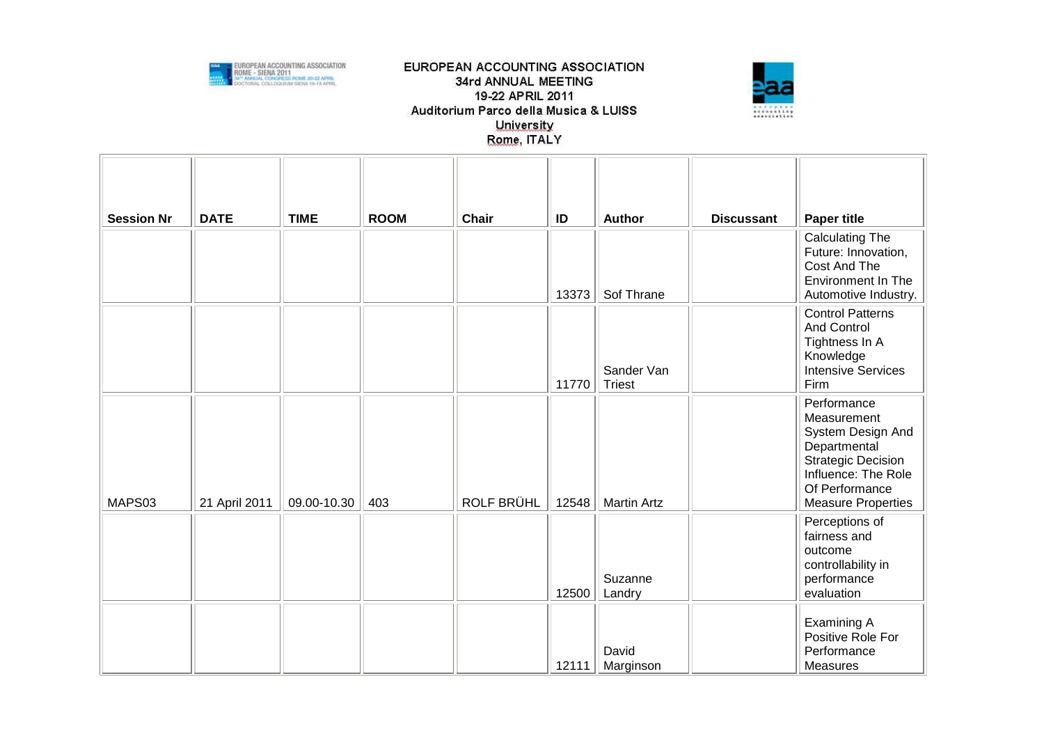EUROPEAN ACCOUNTING ASSOCIATION
34rd ANNUAL MEETING
19-22 APRIL 2011
Auditorium Parco della Musica & LUISS University
Rome, ITALY

| Session Nr | DATE | TIME | ROOM | Chair | ID | Author | Discussant | Paper title |
| --- | --- | --- | --- | --- | --- | --- | --- | --- |
| | | | | | 13373 | Sof Thrane | | Calculating The Future: Innovation, Cost And The Environment In The Automotive Industry. |
| | | | | | 11770 | Sander Van Triest | | Control Patterns And Control Tightness In A Knowledge Intensive Services Firm |
| MAPS03 | 21 April 2011 | 09.00-10.30 | 403 | ROLF BRÜHL | 12548 | Martin Artz | | Performance Measurement System Design And Departmental Strategic Decision Influence: The Role Of Performance Measure Properties |
| | | | | | 12500 | Suzanne Landry | | Perceptions of fairness and outcome controllability in performance evaluation |
| | | | | | 12111 | David Marginson | | Examining A Positive Role For Performance Measures |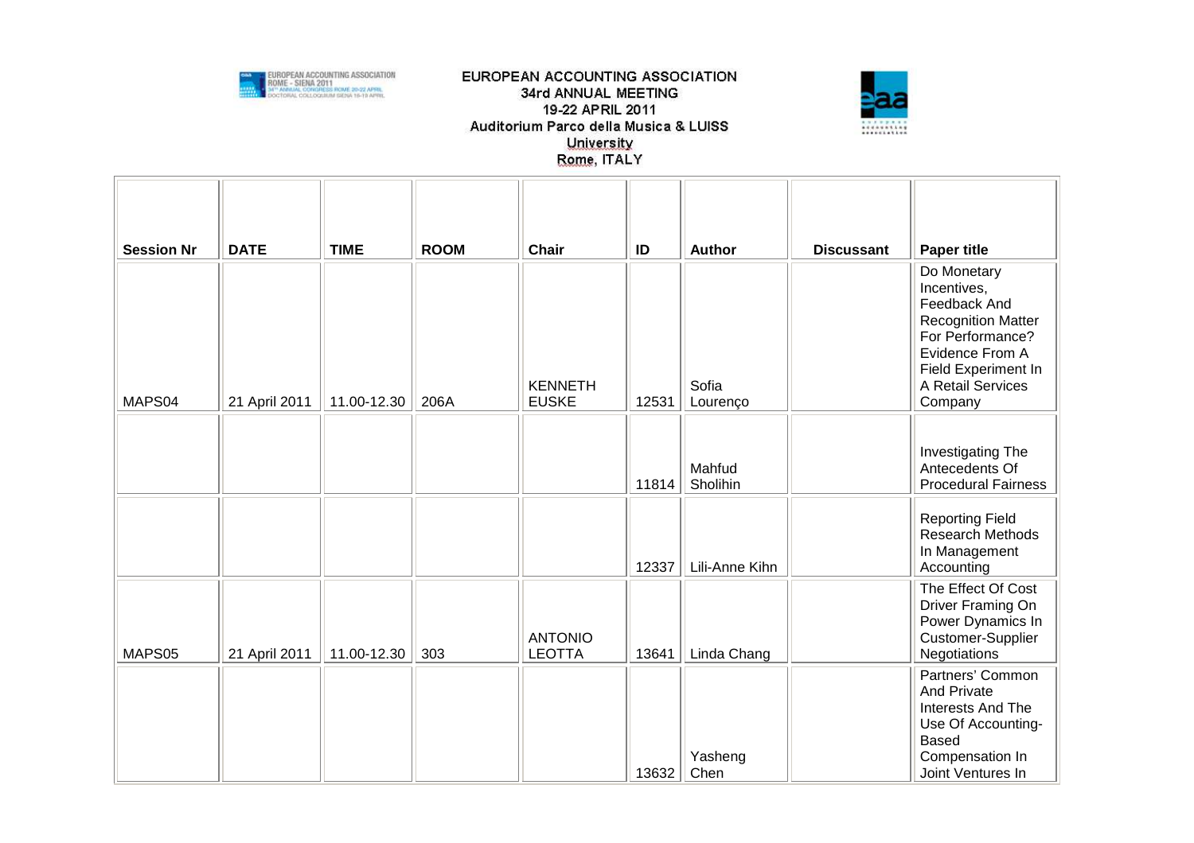EUROPEAN ACCOUNTING ASSOCIATION
34rd ANNUAL MEETING
19-22 APRIL 2011
Auditorium Parco della Musica & LUISS University
Rome, ITALY

| Session Nr | DATE | TIME | ROOM | Chair | ID | Author | Discussant | Paper title |
|---|---|---|---|---|---|---|---|---|
| MAPS04 | 21 April 2011 | 11.00-12.30 | 206A | KENNETH EUSKE | 12531 | Sofia Lourenço | | Do Monetary Incentives, Feedback And Recognition Matter For Performance? Evidence From A Field Experiment In A Retail Services Company |
| | | | | | 11814 | Mahfud Sholihin | | Investigating The Antecedents Of Procedural Fairness |
| | | | | | 12337 | Lili-Anne Kihn | | Reporting Field Research Methods In Management Accounting |
| MAPS05 | 21 April 2011 | 11.00-12.30 | 303 | ANTONIO LEOTTA | 13641 | Linda Chang | | The Effect Of Cost Driver Framing On Power Dynamics In Customer-Supplier Negotiations |
| | | | | | 13632 | Yasheng Chen | | Partners' Common And Private Interests And The Use Of Accounting-Based Compensation In Joint Ventures In |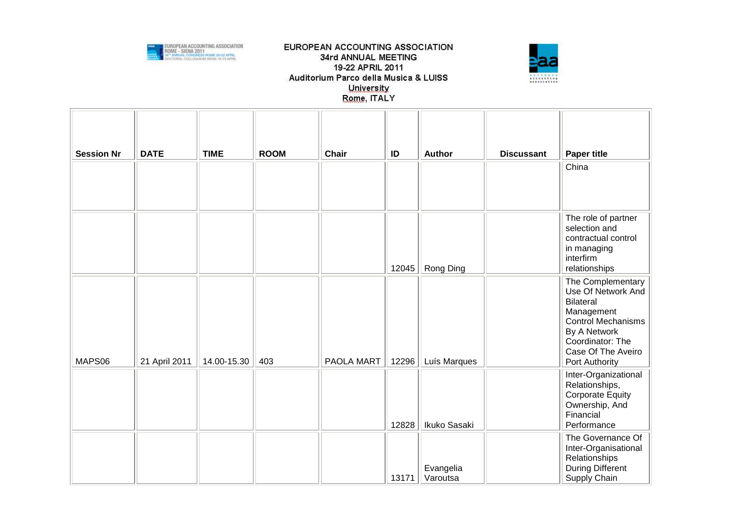# EUROPEAN ACCOUNTING ASSOCIATION
## 34rd ANNUAL MEETING
## 19-22 APRIL 2011
## Auditorium Parco della Musica & LUISS University
## Rome, ITALY

| Session Nr | DATE | TIME | ROOM | Chair | ID | Author | Discussant | Paper title |
|---|---|---|---|---|---|---|---|---|
| | | | | | | | | China |
| | | | | | 12045 | Rong Ding | | The role of partner selection and contractual control in managing interfirm relationships |
| MAPS06 | 21 April 2011 | 14.00-15.30 | 403 | PAOLA MART | 12296 | Luís Marques | | The Complementary Use Of Network And Bilateral Management Control Mechanisms By A Network Coordinator: The Case Of The Aveiro Port Authority |
| | | | | | 12828 | Ikuko Sasaki | | Inter-Organizational Relationships, Corporate Equity Ownership, And Financial Performance |
| | | | | | 13171 | Evangelia Varoutsa | | The Governance Of Inter-Organisational Relationships During Different Supply Chain |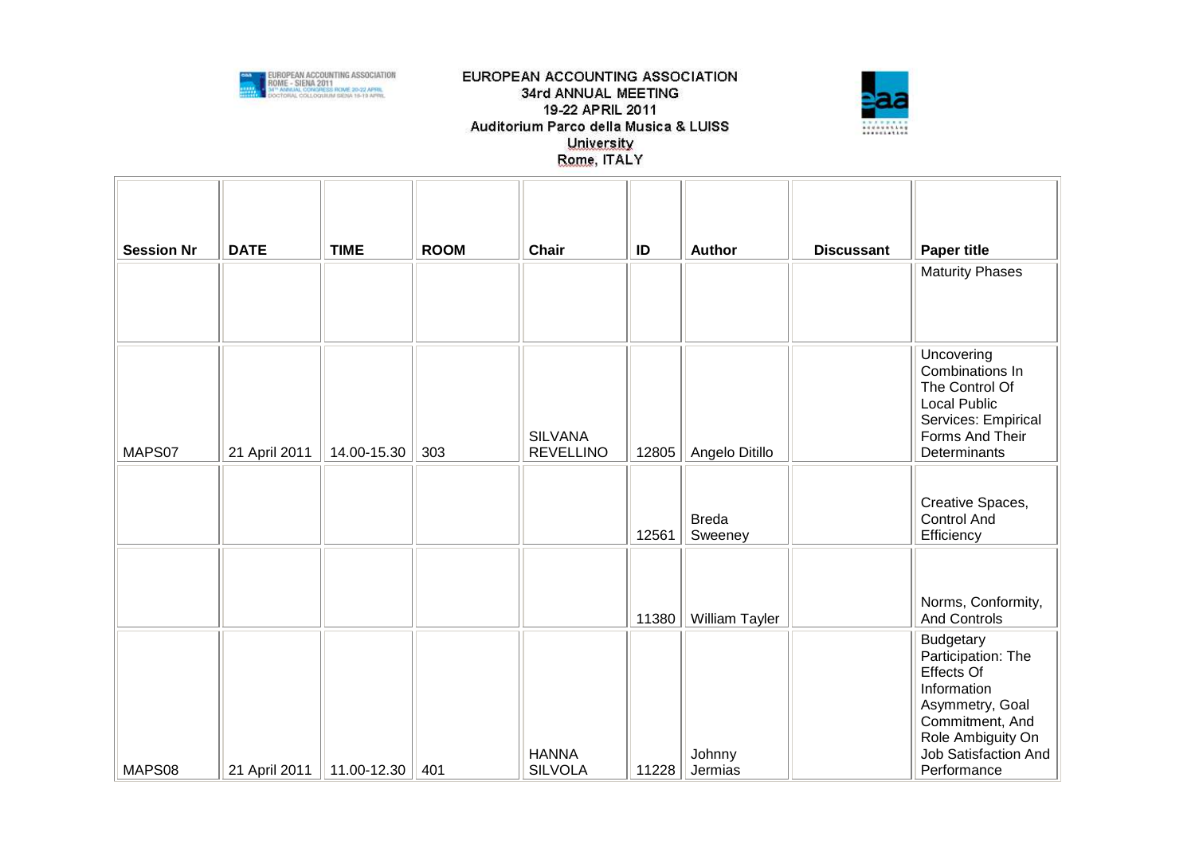EUROPEAN ACCOUNTING ASSOCIATION
34rd ANNUAL MEETING
19-22 APRIL 2011
Auditorium Parco della Musica & LUISS University
Rome, ITALY

| Session Nr | DATE | TIME | ROOM | Chair | ID | Author | Discussant | Paper title |
|---|---|---|---|---|---|---|---|---|
| | | | | | | | | Maturity Phases |
| MAPS07 | 21 April 2011 | 14.00-15.30 | 303 | SILVANA REVELLINO | 12805 | Angelo Ditillo | | Uncovering Combinations In The Control Of Local Public Services: Empirical Forms And Their Determinants |
| | | | | | 12561 | Breda Sweeney | | Creative Spaces, Control And Efficiency |
| | | | | | 11380 | William Tayler | | Norms, Conformity, And Controls |
| MAPS08 | 21 April 2011 | 11.00-12.30 | 401 | HANNA SILVOLA | 11228 | Johnny Jermias | | Budgetary Participation: The Effects Of Information Asymmetry, Goal Commitment, And Role Ambiguity On Job Satisfaction And Performance |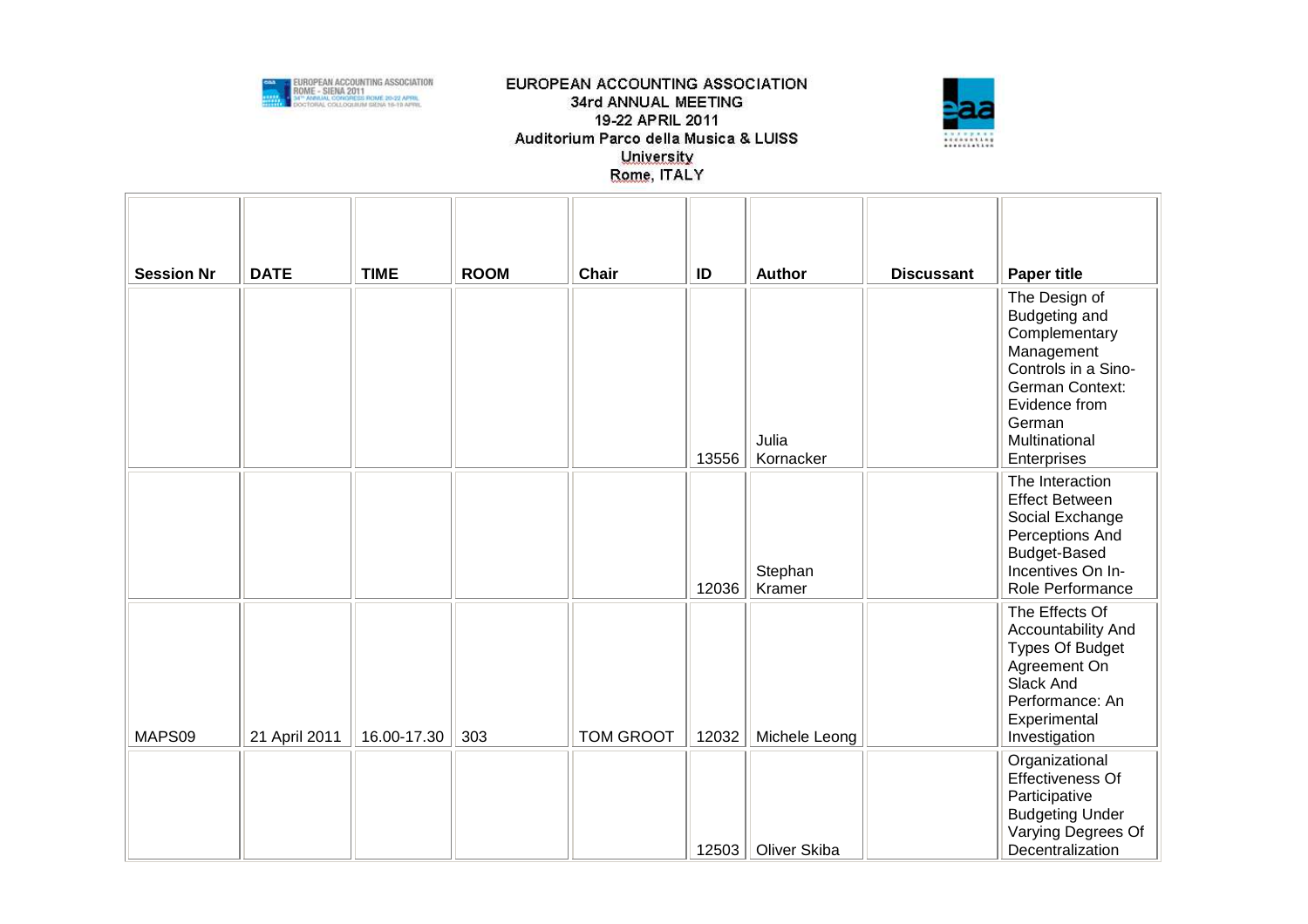EUROPEAN ACCOUNTING ASSOCIATION
34rd ANNUAL MEETING
19-22 APRIL 2011
Auditorium Parco della Musica & LUISS University
Rome, ITALY

| Session Nr | DATE | TIME | ROOM | Chair | ID | Author | Discussant | Paper title |
|---|---|---|---|---|---|---|---|---|
| | | | | | 13556 | Julia Kornacker | | The Design of Budgeting and Complementary Management Controls in a Sino-German Context: Evidence from German Multinational Enterprises |
| | | | | | 12036 | Stephan Kramer | | The Interaction Effect Between Social Exchange Perceptions And Budget-Based Incentives On In-Role Performance |
| MAPS09 | 21 April 2011 | 16.00-17.30 | 303 | TOM GROOT | 12032 | Michele Leong | | The Effects Of Accountability And Types Of Budget Agreement On Slack And Performance: An Experimental Investigation |
| | | | | | 12503 | Oliver Skiba | | Organizational Effectiveness Of Participative Budgeting Under Varying Degrees Of Decentralization |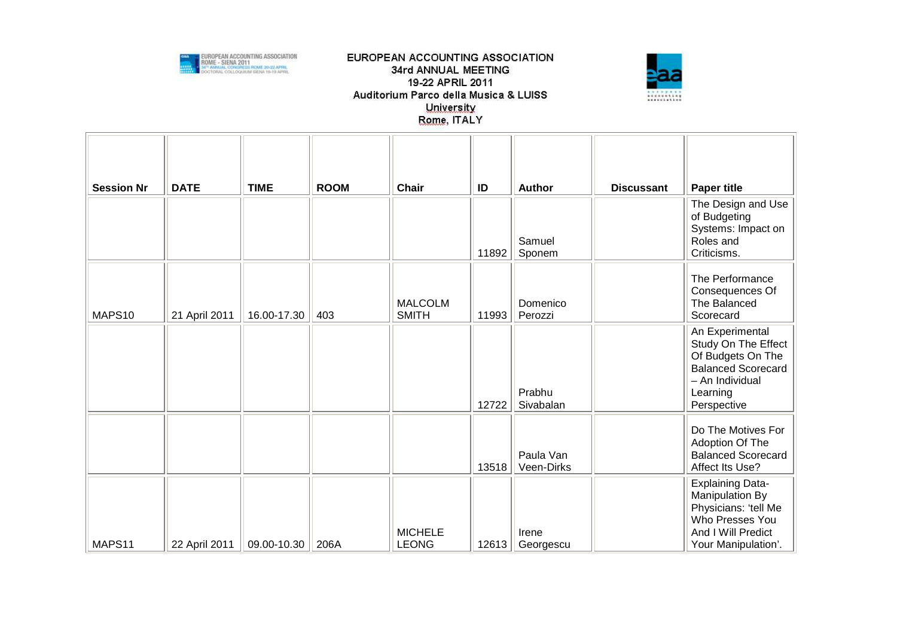EUROPEAN ACCOUNTING ASSOCIATION
34rd ANNUAL MEETING
19-22 APRIL 2011
Auditorium Parco della Musica & LUISS University
Rome, ITALY

| Session Nr | DATE | TIME | ROOM | Chair | ID | Author | Discussant | Paper title |
|---|---|---|---|---|---|---|---|---|
| | | | | | 11892 | Samuel Sponem | | The Design and Use of Budgeting Systems: Impact on Roles and Criticisms. |
| MAPS10 | 21 April 2011 | 16.00-17.30 | 403 | MALCOLM SMITH | 11993 | Domenico Perozzi | | The Performance Consequences Of The Balanced Scorecard |
| | | | | | 12722 | Prabhu Sivabalan | | An Experimental Study On The Effect Of Budgets On The Balanced Scorecard – An Individual Learning Perspective |
| | | | | | 13518 | Paula Van Veen-Dirks | | Do The Motives For Adoption Of The Balanced Scorecard Affect Its Use? |
| MAPS11 | 22 April 2011 | 09.00-10.30 | 206A | MICHELE LEONG | 12613 | Irene Georgescu | | Explaining Data-Manipulation By Physicians: 'tell Me Who Presses You And I Will Predict Your Manipulation'. |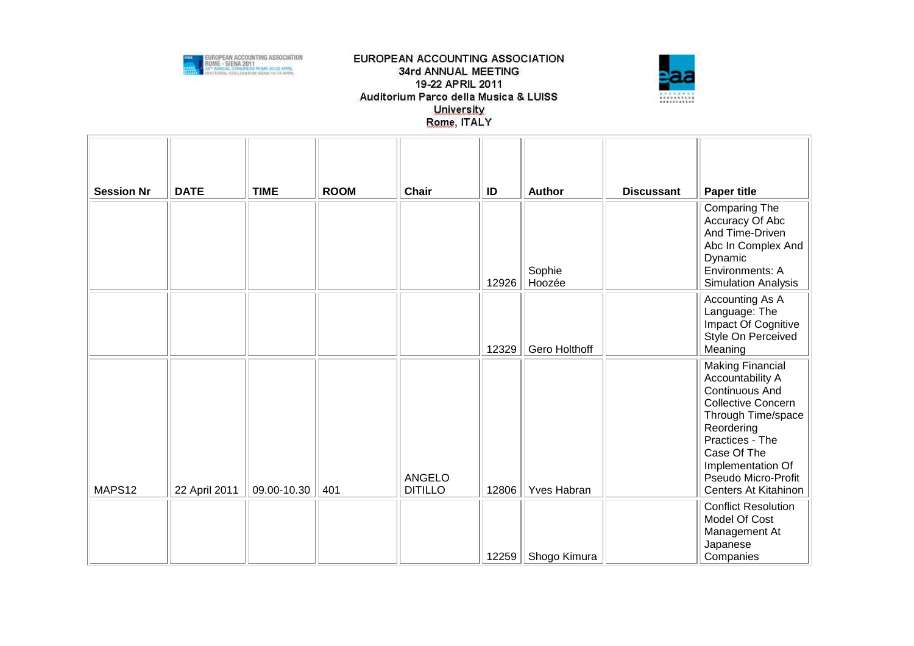EUROPEAN ACCOUNTING ASSOCIATION
34rd ANNUAL MEETING
19-22 APRIL 2011
Auditorium Parco della Musica & LUISS University
Rome, ITALY

| Session Nr | DATE | TIME | ROOM | Chair | ID | Author | Discussant | Paper title |
|---|---|---|---|---|---|---|---|---|
| | | | | | 12926 | Sophie Hoozée | | Comparing The Accuracy Of Abc And Time-Driven Abc In Complex And Dynamic Environments: A Simulation Analysis |
| | | | | | 12329 | Gero Holthoff | | Accounting As A Language: The Impact Of Cognitive Style On Perceived Meaning |
| MAPS12 | 22 April 2011 | 09.00-10.30 | 401 | ANGELO DITILLO | 12806 | Yves Habran | | Making Financial Accountability A Continuous And Collective Concern Through Time/space Reordering Practices - The Case Of The Implementation Of Pseudo Micro-Profit Centers At Kitahinon |
| | | | | | 12259 | Shogo Kimura | | Conflict Resolution Model Of Cost Management At Japanese Companies |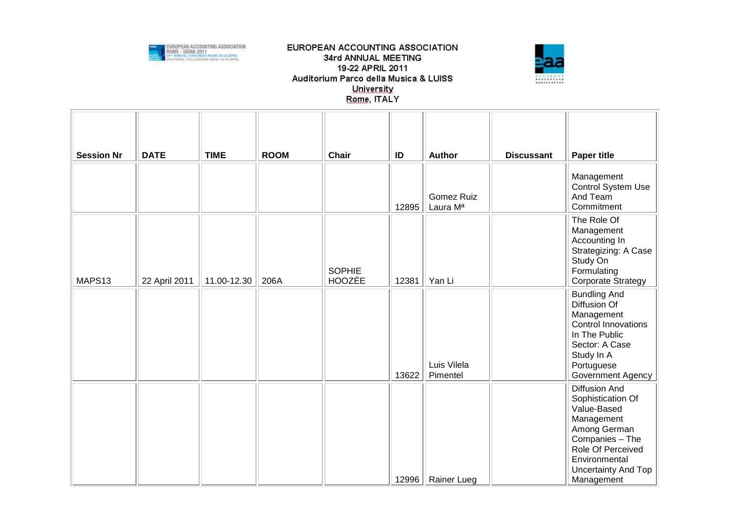EUROPEAN ACCOUNTING ASSOCIATION
34rd ANNUAL MEETING
19-22 APRIL 2011
Auditorium Parco della Musica & LUISS University
Rome, ITALY

| Session Nr | DATE | TIME | ROOM | Chair | ID | Author | Discussant | Paper title |
|---|---|---|---|---|---|---|---|---|
| | | | | | 12895 | Gomez Ruiz Laura Mª | | Management Control System Use And Team Commitment |
| MAPS13 | 22 April 2011 | 11.00-12.30 | 206A | SOPHIE HOOZÉE | 12381 | Yan Li | | The Role Of Management Accounting In Strategizing: A Case Study On Formulating Corporate Strategy |
| | | | | | 13622 | Luis Vilela Pimentel | | Bundling And Diffusion Of Management Control Innovations In The Public Sector: A Case Study In A Portuguese Government Agency |
| | | | | | 12996 | Rainer Lueg | | Diffusion And Sophistication Of Value-Based Management Among German Companies – The Role Of Perceived Environmental Uncertainty And Top Management |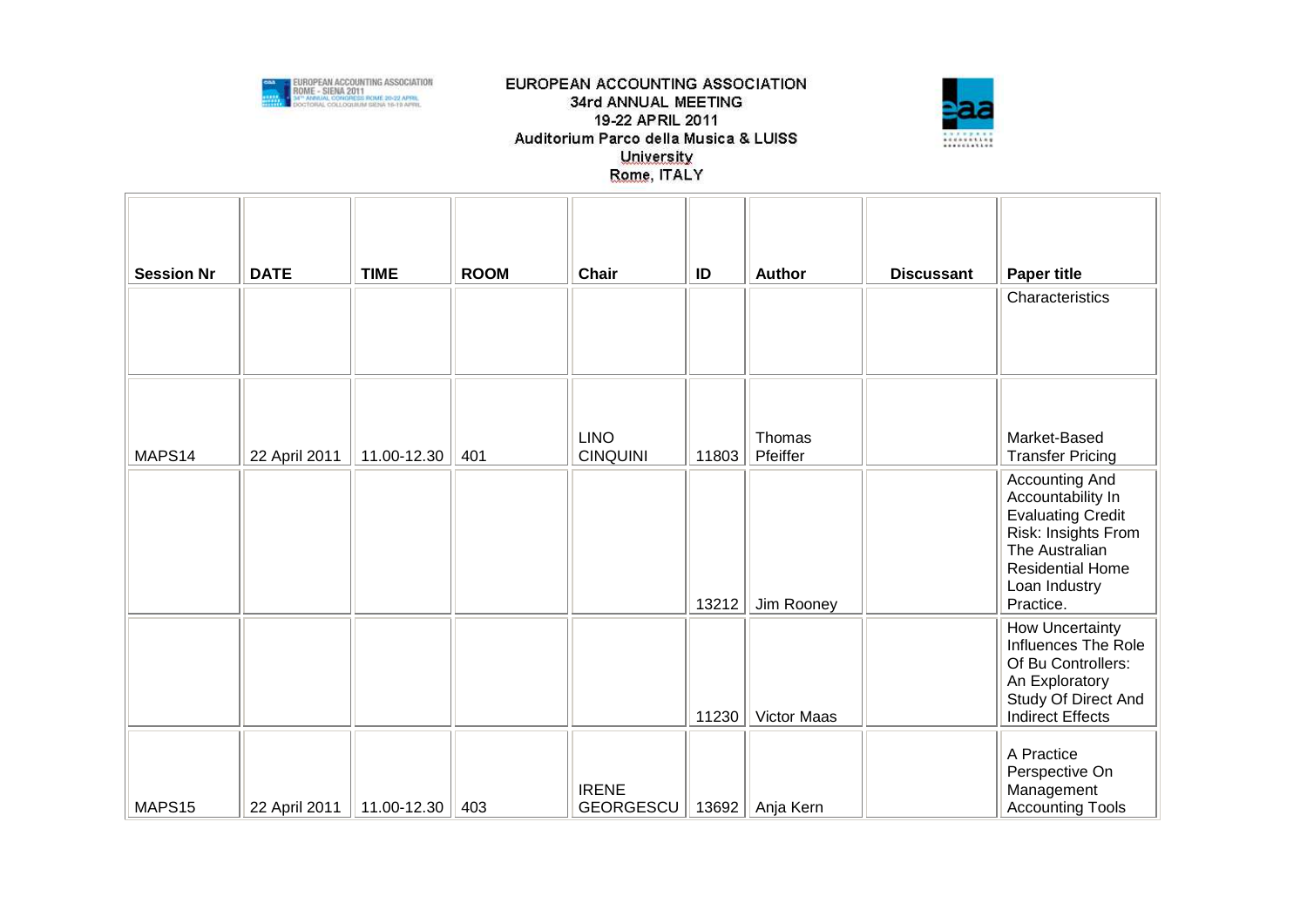EUROPEAN ACCOUNTING ASSOCIATION
34rd ANNUAL MEETING
19-22 APRIL 2011
Auditorium Parco della Musica & LUISS University
Rome, ITALY

| Session Nr | DATE | TIME | ROOM | Chair | ID | Author | Discussant | Paper title |
|---|---|---|---|---|---|---|---|---|
| | | | | | | | | Characteristics |
| MAPS14 | 22 April 2011 | 11.00-12.30 | 401 | LINO CINQUINI | 11803 | Thomas Pfeiffer | | Market-Based Transfer Pricing |
| | | | | | 13212 | Jim Rooney | | Accounting And Accountability In Evaluating Credit Risk: Insights From The Australian Residential Home Loan Industry Practice. |
| | | | | | 11230 | Victor Maas | | How Uncertainty Influences The Role Of Bu Controllers: An Exploratory Study Of Direct And Indirect Effects |
| MAPS15 | 22 April 2011 | 11.00-12.30 | 403 | IRENE GEORGESCU | 13692 | Anja Kern | | A Practice Perspective On Management Accounting Tools |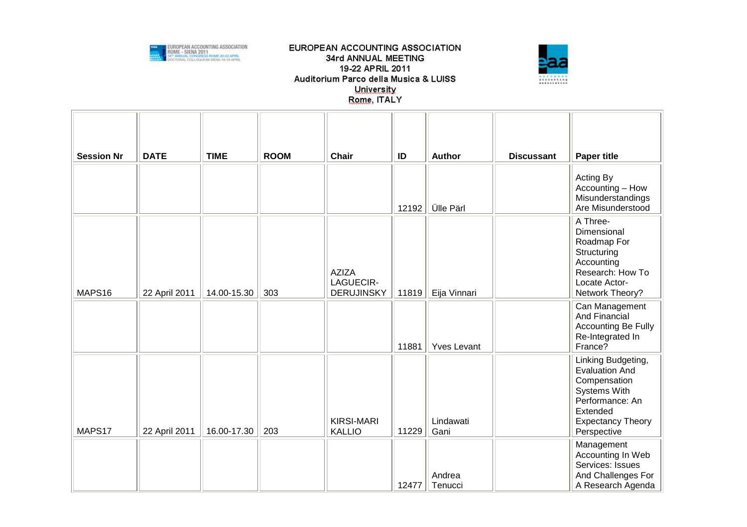EUROPEAN ACCOUNTING ASSOCIATION
34rd ANNUAL MEETING
19-22 APRIL 2011
Auditorium Parco della Musica & LUISS University
Rome, ITALY

| Session Nr | DATE | TIME | ROOM | Chair | ID | Author | Discussant | Paper title |
|---|---|---|---|---|---|---|---|---|
| | | | | | 12192 | Ülle Pärl | | Acting By Accounting – How Misunderstandings Are Misunderstood |
| MAPS16 | 22 April 2011 | 14.00-15.30 | 303 | AZIZA LAGUECIR-DERUJINSKY | 11819 | Eija Vinnari | | A Three-Dimensional Roadmap For Structuring Accounting Research: How To Locate Actor-Network Theory? |
| | | | | | 11881 | Yves Levant | | Can Management And Financial Accounting Be Fully Re-Integrated In France? |
| MAPS17 | 22 April 2011 | 16.00-17.30 | 203 | KIRSI-MARI KALLIO | 11229 | Lindawati Gani | | Linking Budgeting, Evaluation And Compensation Systems With Performance: An Extended Expectancy Theory Perspective |
| | | | | | 12477 | Andrea Tenucci | | Management Accounting In Web Services: Issues And Challenges For A Research Agenda |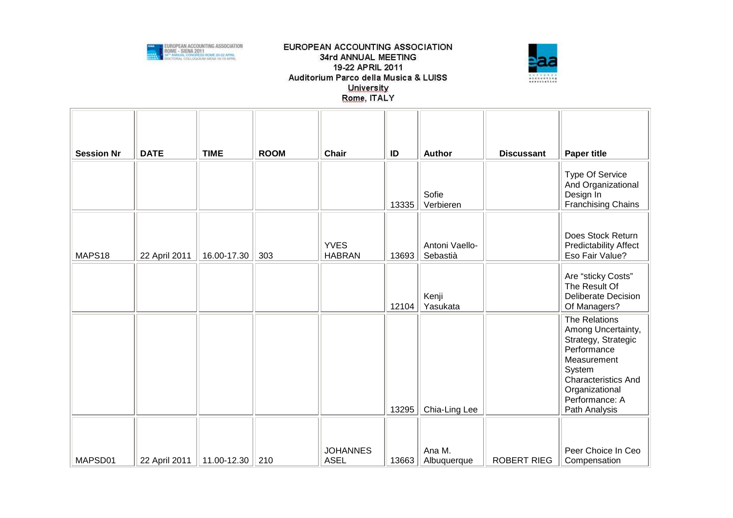EUROPEAN ACCOUNTING ASSOCIATION
34rd ANNUAL MEETING
19-22 APRIL 2011
Auditorium Parco della Musica & LUISS University
Rome, ITALY

| Session Nr | DATE | TIME | ROOM | Chair | ID | Author | Discussant | Paper title |
|---|---|---|---|---|---|---|---|---|
| | | | | | 13335 | Sofie Verbieren | | Type Of Service And Organizational Design In Franchising Chains |
| MAPS18 | 22 April 2011 | 16.00-17.30 | 303 | YVES HABRAN | 13693 | Antoni Vaello-Sebastià | | Does Stock Return Predictability Affect Eso Fair Value? |
| | | | | | 12104 | Kenji Yasukata | | Are "sticky Costs" The Result Of Deliberate Decision Of Managers? |
| | | | | | 13295 | Chia-Ling Lee | | The Relations Among Uncertainty, Strategy, Strategic Performance Measurement System Characteristics And Organizational Performance: A Path Analysis |
| MAPSD01 | 22 April 2011 | 11.00-12.30 | 210 | JOHANNES ASEL | 13663 | Ana M. Albuquerque | ROBERT RIEG | Peer Choice In Ceo Compensation |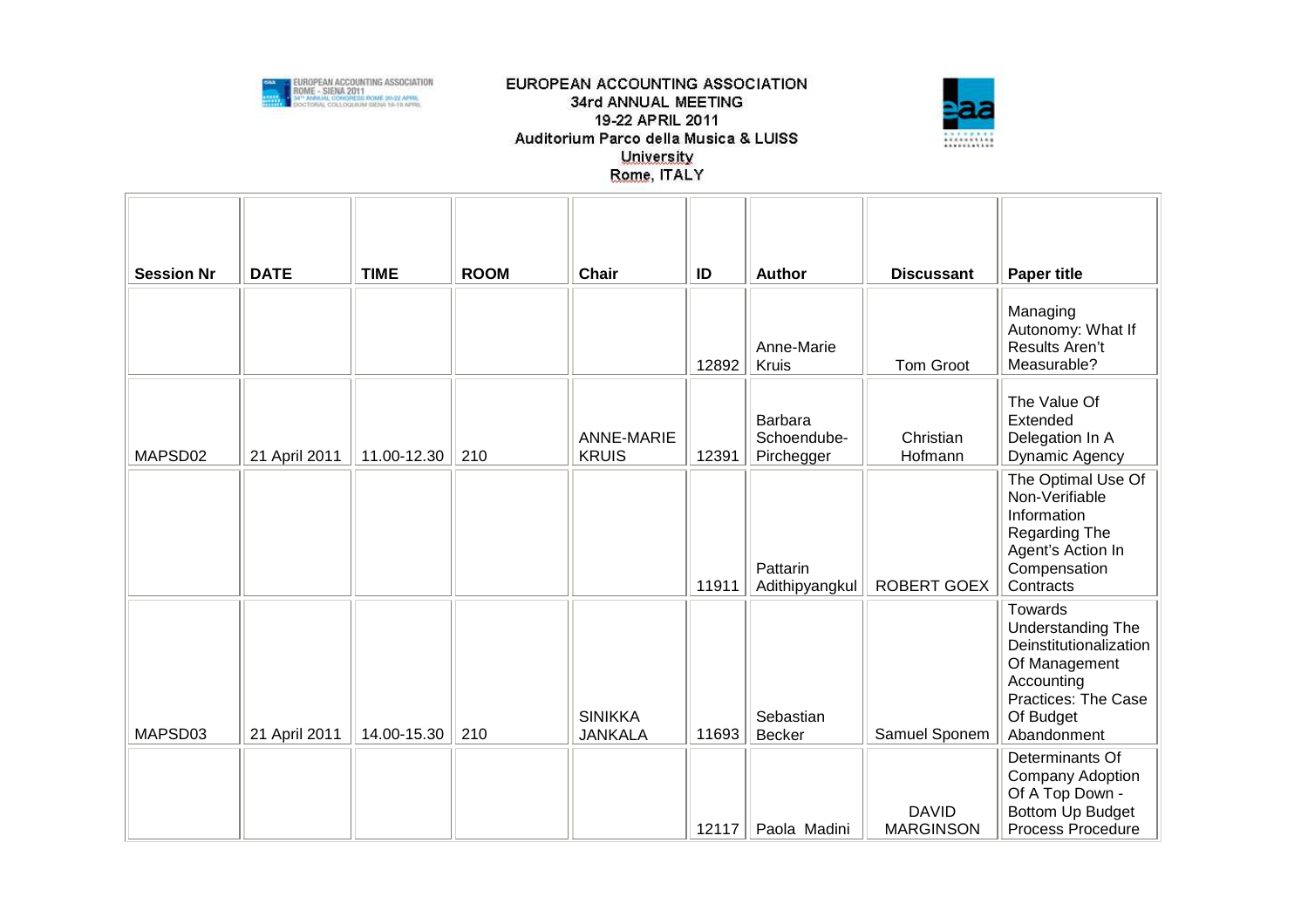EUROPEAN ACCOUNTING ASSOCIATION
34rd ANNUAL MEETING
19-22 APRIL 2011
Auditorium Parco della Musica & LUISS University
Rome, ITALY

| Session Nr | DATE | TIME | ROOM | Chair | ID | Author | Discussant | Paper title |
|---|---|---|---|---|---|---|---|---|
| | | | | | 12892 | Anne-Marie Kruis | Tom Groot | Managing Autonomy: What If Results Aren't Measurable? |
| MAPSD02 | 21 April 2011 | 11.00-12.30 | 210 | ANNE-MARIE KRUIS | 12391 | Barbara Schoendube-Pirchegger | Christian Hofmann | The Value Of Extended Delegation In A Dynamic Agency |
| | | | | | 11911 | Pattarin Adithipyangkul | ROBERT GOEX | The Optimal Use Of Non-Verifiable Information Regarding The Agent's Action In Compensation Contracts |
| MAPSD03 | 21 April 2011 | 14.00-15.30 | 210 | SINIKKA JANKALA | 11693 | Sebastian Becker | Samuel Sponem | Towards Understanding The Deinstitutionalization Of Management Accounting Practices: The Case Of Budget Abandonment |
| | | | | | 12117 | Paola Madini | DAVID MARGINSON | Determinants Of Company Adoption Of A Top Down - Bottom Up Budget Process Procedure |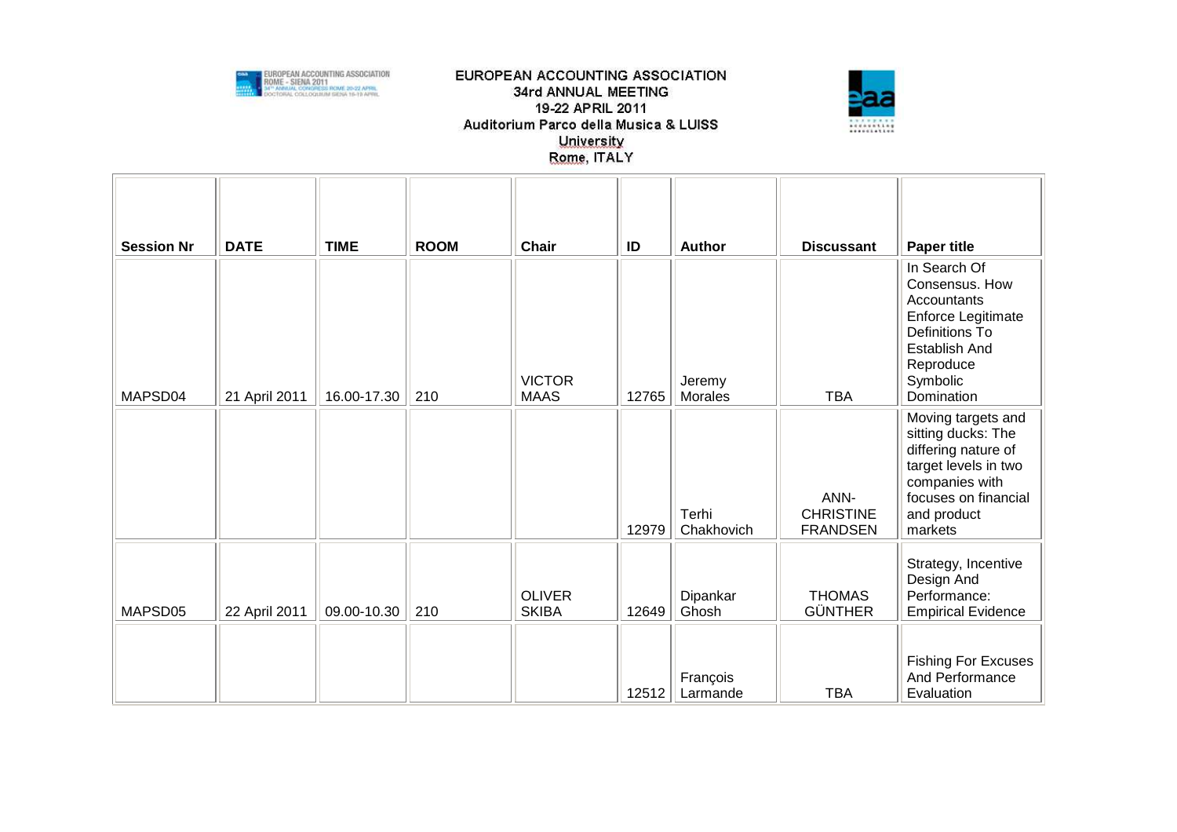EUROPEAN ACCOUNTING ASSOCIATION
34rd ANNUAL MEETING
19-22 APRIL 2011
Auditorium Parco della Musica & LUISS University
Rome, ITALY

| Session Nr | DATE | TIME | ROOM | Chair | ID | Author | Discussant | Paper title |
|---|---|---|---|---|---|---|---|---|
| MAPSD04 | 21 April 2011 | 16.00-17.30 | 210 | VICTOR MAAS | 12765 | Jeremy Morales | TBA | In Search Of Consensus. How Accountants Enforce Legitimate Definitions To Establish And Reproduce Symbolic Domination |
| | | | | | 12979 | Terhi Chakhovich | ANN-CHRISTINE FRANDSEN | Moving targets and sitting ducks: The differing nature of target levels in two companies with focuses on financial and product markets |
| MAPSD05 | 22 April 2011 | 09.00-10.30 | 210 | OLIVER SKIBA | 12649 | Dipankar Ghosh | THOMAS GÜNTHER | Strategy, Incentive Design And Performance: Empirical Evidence |
| | | | | | 12512 | François Larmande | TBA | Fishing For Excuses And Performance Evaluation |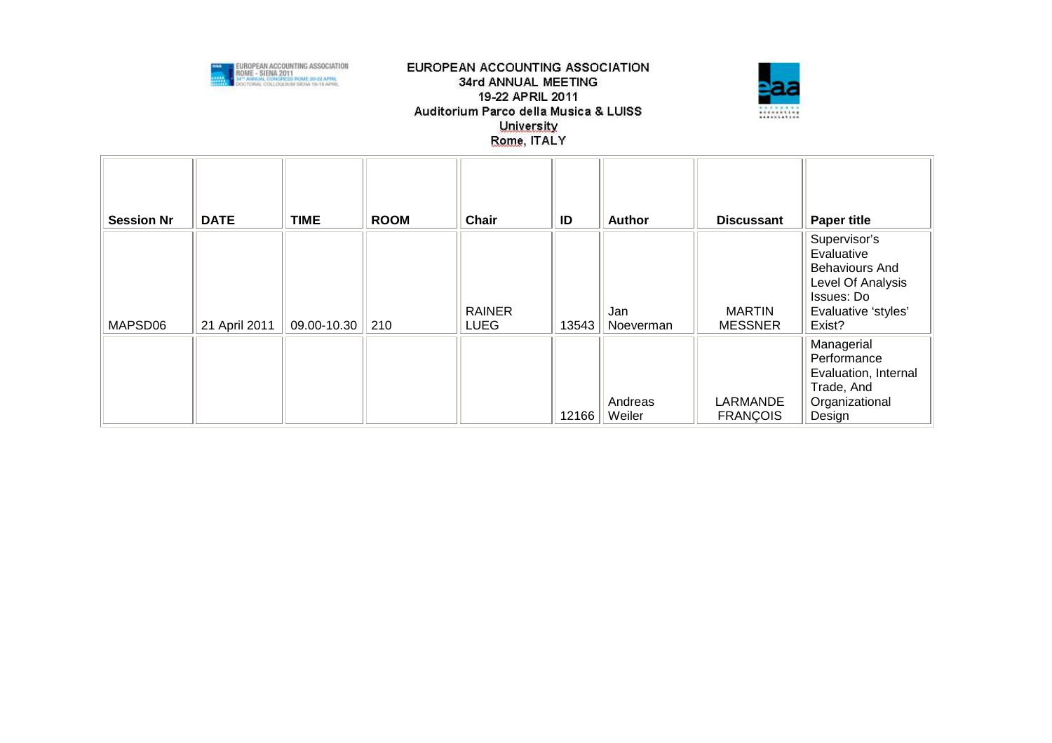EUROPEAN ACCOUNTING ASSOCIATION
34rd ANNUAL MEETING
19-22 APRIL 2011
Auditorium Parco della Musica & LUISS University
Rome, ITALY

| Session Nr | DATE | TIME | ROOM | Chair | ID | Author | Discussant | Paper title |
|---|---|---|---|---|---|---|---|---|
| MAPSD06 | 21 April 2011 | 09.00-10.30 | 210 | RAINER LUEG | 13543 | Jan Noeverman | MARTIN MESSNER | Supervisor's Evaluative Behaviours And Level Of Analysis Issues: Do Evaluative 'styles' Exist? |
| | | | | | 12166 | Andreas Weiler | LARMANDE FRANÇOIS | Managerial Performance Evaluation, Internal Trade, And Organizational Design |